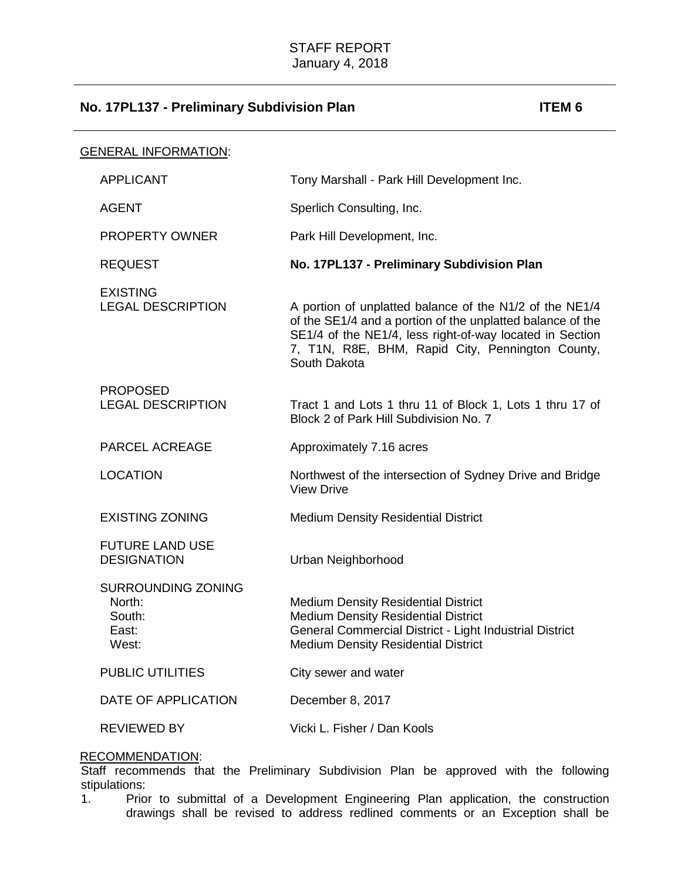STAFF REPORT
January 4, 2018

## No. 17PL137 - Preliminary Subdivision Plan — ITEM 6

GENERAL INFORMATION:

| | |
|---|---|
| APPLICANT | Tony Marshall - Park Hill Development Inc. |
| AGENT | Sperlich Consulting, Inc. |
| PROPERTY OWNER | Park Hill Development, Inc. |
| REQUEST | **No. 17PL137 - Preliminary Subdivision Plan** |
| EXISTING LEGAL DESCRIPTION | A portion of unplatted balance of the N1/2 of the NE1/4 of the SE1/4 and a portion of the unplatted balance of the SE1/4 of the NE1/4, less right-of-way located in Section 7, T1N, R8E, BHM, Rapid City, Pennington County, South Dakota |
| PROPOSED LEGAL DESCRIPTION | Tract 1 and Lots 1 thru 11 of Block 1, Lots 1 thru 17 of Block 2 of Park Hill Subdivision No. 7 |
| PARCEL ACREAGE | Approximately 7.16 acres |
| LOCATION | Northwest of the intersection of Sydney Drive and Bridge View Drive |
| EXISTING ZONING | Medium Density Residential District |
| FUTURE LAND USE DESIGNATION | Urban Neighborhood |
| SURROUNDING ZONING | |
| North: | Medium Density Residential District |
| South: | Medium Density Residential District |
| East: | General Commercial District - Light Industrial District |
| West: | Medium Density Residential District |
| PUBLIC UTILITIES | City sewer and water |
| DATE OF APPLICATION | December 8, 2017 |
| REVIEWED BY | Vicki L. Fisher / Dan Kools |

RECOMMENDATION:

Staff recommends that the Preliminary Subdivision Plan be approved with the following stipulations:

1. Prior to submittal of a Development Engineering Plan application, the construction drawings shall be revised to address redlined comments or an Exception shall be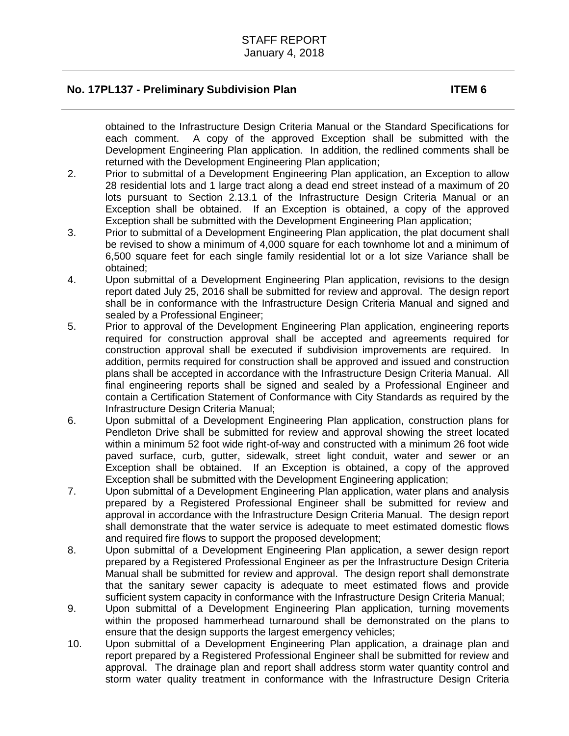obtained to the Infrastructure Design Criteria Manual or the Standard Specifications for each comment. A copy of the approved Exception shall be submitted with the Development Engineering Plan application. In addition, the redlined comments shall be returned with the Development Engineering Plan application;

2. Prior to submittal of a Development Engineering Plan application, an Exception to allow 28 residential lots and 1 large tract along a dead end street instead of a maximum of 20 lots pursuant to Section 2.13.1 of the Infrastructure Design Criteria Manual or an Exception shall be obtained. If an Exception is obtained, a copy of the approved Exception shall be submitted with the Development Engineering Plan application;
3. Prior to submittal of a Development Engineering Plan application, the plat document shall be revised to show a minimum of 4,000 square for each townhome lot and a minimum of 6,500 square feet for each single family residential lot or a lot size Variance shall be obtained;
4. Upon submittal of a Development Engineering Plan application, revisions to the design report dated July 25, 2016 shall be submitted for review and approval. The design report shall be in conformance with the Infrastructure Design Criteria Manual and signed and sealed by a Professional Engineer;
5. Prior to approval of the Development Engineering Plan application, engineering reports required for construction approval shall be accepted and agreements required for construction approval shall be executed if subdivision improvements are required. In addition, permits required for construction shall be approved and issued and construction plans shall be accepted in accordance with the Infrastructure Design Criteria Manual. All final engineering reports shall be signed and sealed by a Professional Engineer and contain a Certification Statement of Conformance with City Standards as required by the Infrastructure Design Criteria Manual;
6. Upon submittal of a Development Engineering Plan application, construction plans for Pendleton Drive shall be submitted for review and approval showing the street located within a minimum 52 foot wide right-of-way and constructed with a minimum 26 foot wide paved surface, curb, gutter, sidewalk, street light conduit, water and sewer or an Exception shall be obtained. If an Exception is obtained, a copy of the approved Exception shall be submitted with the Development Engineering application;
7. Upon submittal of a Development Engineering Plan application, water plans and analysis prepared by a Registered Professional Engineer shall be submitted for review and approval in accordance with the Infrastructure Design Criteria Manual. The design report shall demonstrate that the water service is adequate to meet estimated domestic flows and required fire flows to support the proposed development;
8. Upon submittal of a Development Engineering Plan application, a sewer design report prepared by a Registered Professional Engineer as per the Infrastructure Design Criteria Manual shall be submitted for review and approval. The design report shall demonstrate that the sanitary sewer capacity is adequate to meet estimated flows and provide sufficient system capacity in conformance with the Infrastructure Design Criteria Manual;
9. Upon submittal of a Development Engineering Plan application, turning movements within the proposed hammerhead turnaround shall be demonstrated on the plans to ensure that the design supports the largest emergency vehicles;
10. Upon submittal of a Development Engineering Plan application, a drainage plan and report prepared by a Registered Professional Engineer shall be submitted for review and approval. The drainage plan and report shall address storm water quantity control and storm water quality treatment in conformance with the Infrastructure Design Criteria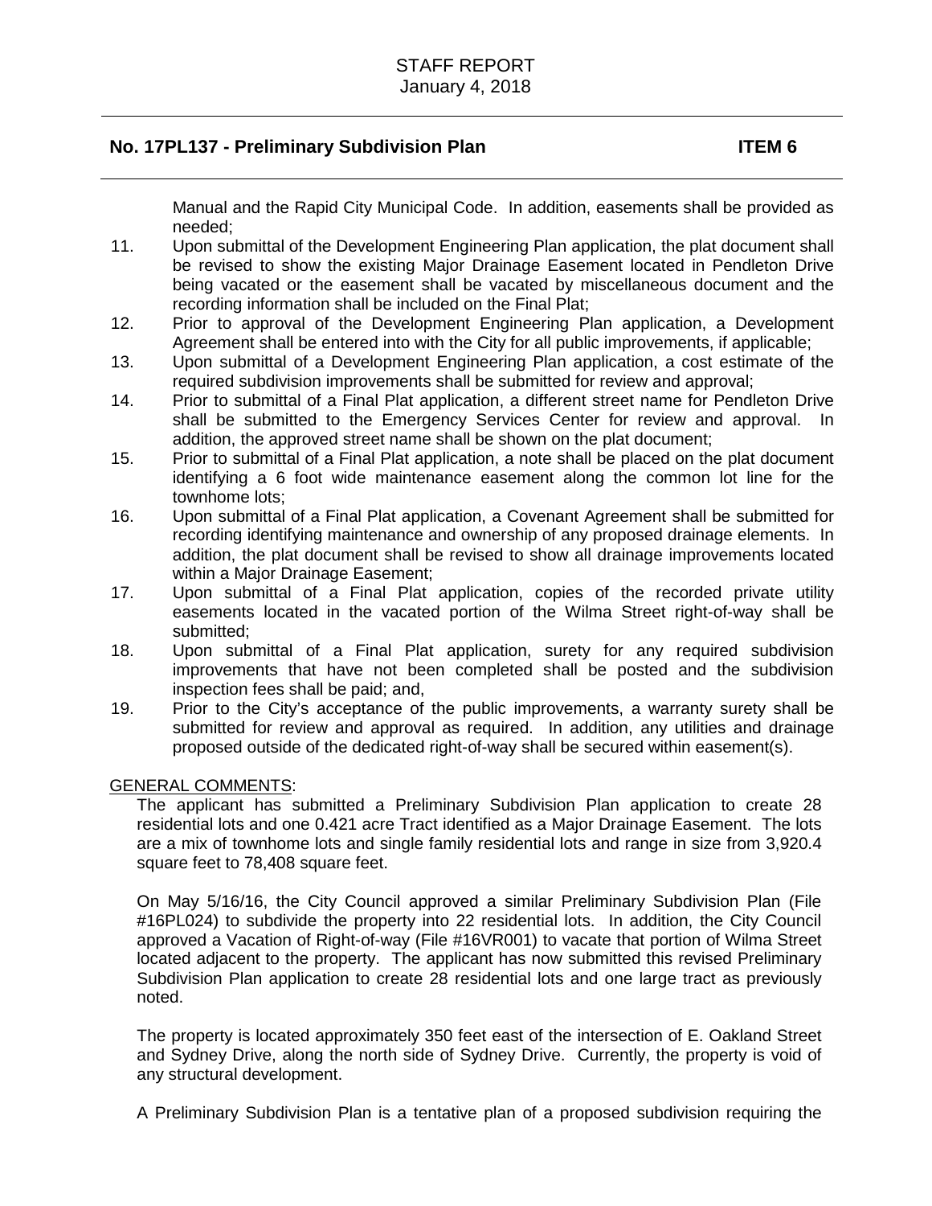Manual and the Rapid City Municipal Code. In addition, easements shall be provided as needed;

11. Upon submittal of the Development Engineering Plan application, the plat document shall be revised to show the existing Major Drainage Easement located in Pendleton Drive being vacated or the easement shall be vacated by miscellaneous document and the recording information shall be included on the Final Plat;
12. Prior to approval of the Development Engineering Plan application, a Development Agreement shall be entered into with the City for all public improvements, if applicable;
13. Upon submittal of a Development Engineering Plan application, a cost estimate of the required subdivision improvements shall be submitted for review and approval;
14. Prior to submittal of a Final Plat application, a different street name for Pendleton Drive shall be submitted to the Emergency Services Center for review and approval. In addition, the approved street name shall be shown on the plat document;
15. Prior to submittal of a Final Plat application, a note shall be placed on the plat document identifying a 6 foot wide maintenance easement along the common lot line for the townhome lots;
16. Upon submittal of a Final Plat application, a Covenant Agreement shall be submitted for recording identifying maintenance and ownership of any proposed drainage elements. In addition, the plat document shall be revised to show all drainage improvements located within a Major Drainage Easement;
17. Upon submittal of a Final Plat application, copies of the recorded private utility easements located in the vacated portion of the Wilma Street right-of-way shall be submitted;
18. Upon submittal of a Final Plat application, surety for any required subdivision improvements that have not been completed shall be posted and the subdivision inspection fees shall be paid; and,
19. Prior to the City's acceptance of the public improvements, a warranty surety shall be submitted for review and approval as required. In addition, any utilities and drainage proposed outside of the dedicated right-of-way shall be secured within easement(s).

GENERAL COMMENTS:

The applicant has submitted a Preliminary Subdivision Plan application to create 28 residential lots and one 0.421 acre Tract identified as a Major Drainage Easement. The lots are a mix of townhome lots and single family residential lots and range in size from 3,920.4 square feet to 78,408 square feet.

On May 5/16/16, the City Council approved a similar Preliminary Subdivision Plan (File #16PL024) to subdivide the property into 22 residential lots. In addition, the City Council approved a Vacation of Right-of-way (File #16VR001) to vacate that portion of Wilma Street located adjacent to the property. The applicant has now submitted this revised Preliminary Subdivision Plan application to create 28 residential lots and one large tract as previously noted.

The property is located approximately 350 feet east of the intersection of E. Oakland Street and Sydney Drive, along the north side of Sydney Drive. Currently, the property is void of any structural development.

A Preliminary Subdivision Plan is a tentative plan of a proposed subdivision requiring the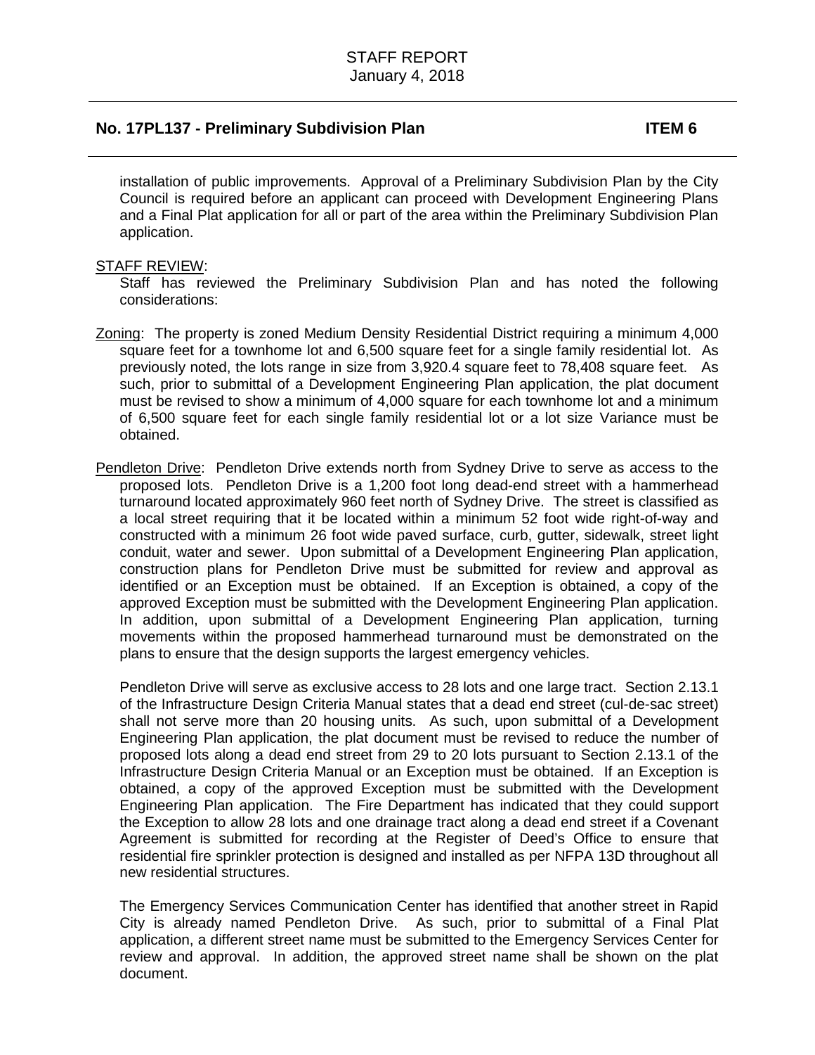installation of public improvements. Approval of a Preliminary Subdivision Plan by the City Council is required before an applicant can proceed with Development Engineering Plans and a Final Plat application for all or part of the area within the Preliminary Subdivision Plan application.

STAFF REVIEW:

Staff has reviewed the Preliminary Subdivision Plan and has noted the following considerations:

Zoning: The property is zoned Medium Density Residential District requiring a minimum 4,000 square feet for a townhome lot and 6,500 square feet for a single family residential lot. As previously noted, the lots range in size from 3,920.4 square feet to 78,408 square feet. As such, prior to submittal of a Development Engineering Plan application, the plat document must be revised to show a minimum of 4,000 square for each townhome lot and a minimum of 6,500 square feet for each single family residential lot or a lot size Variance must be obtained.

Pendleton Drive: Pendleton Drive extends north from Sydney Drive to serve as access to the proposed lots. Pendleton Drive is a 1,200 foot long dead-end street with a hammerhead turnaround located approximately 960 feet north of Sydney Drive. The street is classified as a local street requiring that it be located within a minimum 52 foot wide right-of-way and constructed with a minimum 26 foot wide paved surface, curb, gutter, sidewalk, street light conduit, water and sewer. Upon submittal of a Development Engineering Plan application, construction plans for Pendleton Drive must be submitted for review and approval as identified or an Exception must be obtained. If an Exception is obtained, a copy of the approved Exception must be submitted with the Development Engineering Plan application. In addition, upon submittal of a Development Engineering Plan application, turning movements within the proposed hammerhead turnaround must be demonstrated on the plans to ensure that the design supports the largest emergency vehicles.

Pendleton Drive will serve as exclusive access to 28 lots and one large tract. Section 2.13.1 of the Infrastructure Design Criteria Manual states that a dead end street (cul-de-sac street) shall not serve more than 20 housing units. As such, upon submittal of a Development Engineering Plan application, the plat document must be revised to reduce the number of proposed lots along a dead end street from 29 to 20 lots pursuant to Section 2.13.1 of the Infrastructure Design Criteria Manual or an Exception must be obtained. If an Exception is obtained, a copy of the approved Exception must be submitted with the Development Engineering Plan application. The Fire Department has indicated that they could support the Exception to allow 28 lots and one drainage tract along a dead end street if a Covenant Agreement is submitted for recording at the Register of Deed's Office to ensure that residential fire sprinkler protection is designed and installed as per NFPA 13D throughout all new residential structures.

The Emergency Services Communication Center has identified that another street in Rapid City is already named Pendleton Drive. As such, prior to submittal of a Final Plat application, a different street name must be submitted to the Emergency Services Center for review and approval. In addition, the approved street name shall be shown on the plat document.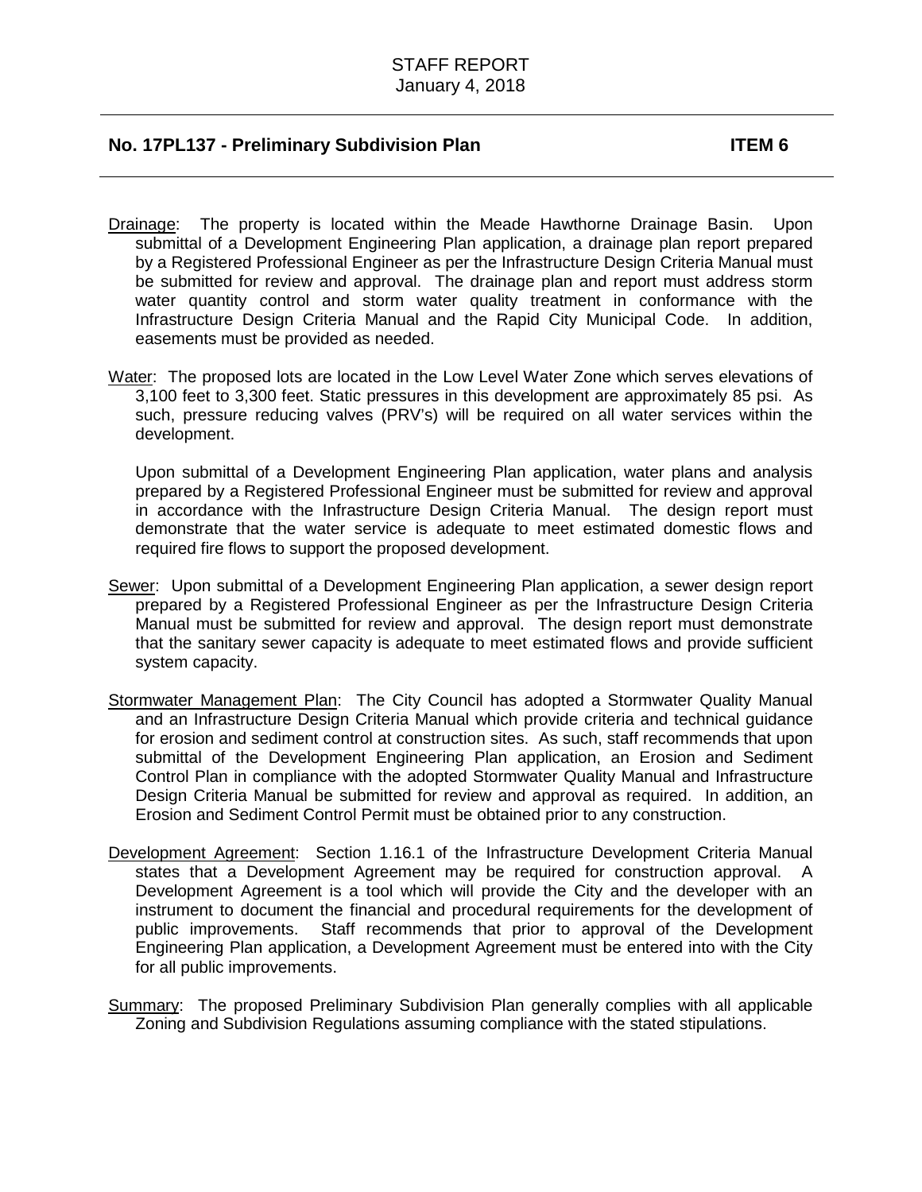Drainage: The property is located within the Meade Hawthorne Drainage Basin. Upon submittal of a Development Engineering Plan application, a drainage plan report prepared by a Registered Professional Engineer as per the Infrastructure Design Criteria Manual must be submitted for review and approval. The drainage plan and report must address storm water quantity control and storm water quality treatment in conformance with the Infrastructure Design Criteria Manual and the Rapid City Municipal Code. In addition, easements must be provided as needed.

Water: The proposed lots are located in the Low Level Water Zone which serves elevations of 3,100 feet to 3,300 feet. Static pressures in this development are approximately 85 psi. As such, pressure reducing valves (PRV's) will be required on all water services within the development.

Upon submittal of a Development Engineering Plan application, water plans and analysis prepared by a Registered Professional Engineer must be submitted for review and approval in accordance with the Infrastructure Design Criteria Manual. The design report must demonstrate that the water service is adequate to meet estimated domestic flows and required fire flows to support the proposed development.

Sewer: Upon submittal of a Development Engineering Plan application, a sewer design report prepared by a Registered Professional Engineer as per the Infrastructure Design Criteria Manual must be submitted for review and approval. The design report must demonstrate that the sanitary sewer capacity is adequate to meet estimated flows and provide sufficient system capacity.

Stormwater Management Plan: The City Council has adopted a Stormwater Quality Manual and an Infrastructure Design Criteria Manual which provide criteria and technical guidance for erosion and sediment control at construction sites. As such, staff recommends that upon submittal of the Development Engineering Plan application, an Erosion and Sediment Control Plan in compliance with the adopted Stormwater Quality Manual and Infrastructure Design Criteria Manual be submitted for review and approval as required. In addition, an Erosion and Sediment Control Permit must be obtained prior to any construction.

Development Agreement: Section 1.16.1 of the Infrastructure Development Criteria Manual states that a Development Agreement may be required for construction approval. A Development Agreement is a tool which will provide the City and the developer with an instrument to document the financial and procedural requirements for the development of public improvements. Staff recommends that prior to approval of the Development Engineering Plan application, a Development Agreement must be entered into with the City for all public improvements.

Summary: The proposed Preliminary Subdivision Plan generally complies with all applicable Zoning and Subdivision Regulations assuming compliance with the stated stipulations.